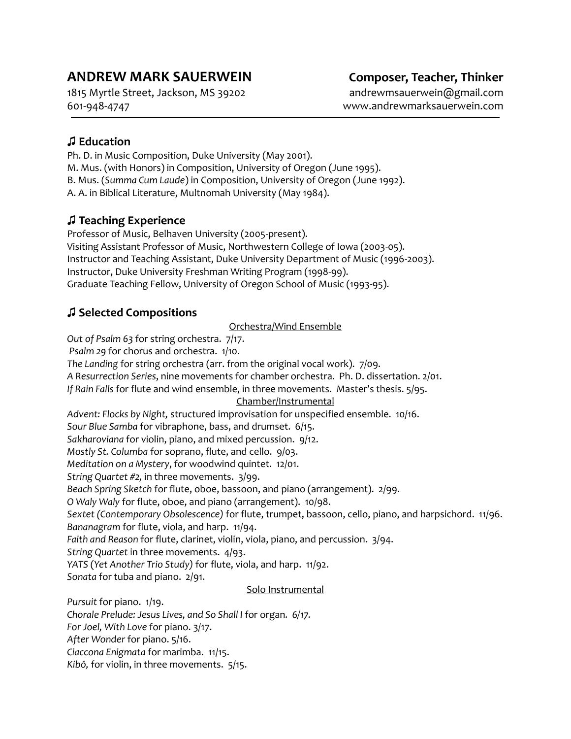# ANDREW MARK SAUERWEIN

**Composer, Teacher, Thinker**

1815 Myrtle Street, Jackson, MS 39202
601-948-4747
andrewmsauerwein@gmail.com
www.andrewmarksauerwein.com

---

## ♫ Education

Ph. D. in Music Composition, Duke University (May 2001).
M. Mus. (with Honors) in Composition, University of Oregon (June 1995).
B. Mus. (*Summa Cum Laude*) in Composition, University of Oregon (June 1992).
A. A. in Biblical Literature, Multnomah University (May 1984).

## ♫ Teaching Experience

Professor of Music, Belhaven University (2005-present).
Visiting Assistant Professor of Music, Northwestern College of Iowa (2003-05).
Instructor and Teaching Assistant, Duke University Department of Music (1996-2003).
Instructor, Duke University Freshman Writing Program (1998-99).
Graduate Teaching Fellow, University of Oregon School of Music (1993-95).

## ♫ Selected Compositions

### Orchestra/Wind Ensemble

*Out of Psalm 63* for string orchestra. 7/17.
*Psalm 29* for chorus and orchestra. 1/10.
*The Landing* for string orchestra (arr. from the original vocal work). 7/09.
*A Resurrection Series*, nine movements for chamber orchestra. Ph. D. dissertation. 2/01.
*If Rain Falls* for flute and wind ensemble, in three movements. Master's thesis. 5/95.

### Chamber/Instrumental

*Advent: Flocks by Night,* structured improvisation for unspecified ensemble. 10/16.
*Sour Blue Samba* for vibraphone, bass, and drumset. 6/15.
*Sakharoviana* for violin, piano, and mixed percussion. 9/12.
*Mostly St. Columba* for soprano, flute, and cello. 9/03.
*Meditation on a Mystery*, for woodwind quintet. 12/01.
*String Quartet #2,* in three movements. 3/99.
*Beach Spring Sketch* for flute, oboe, bassoon, and piano (arrangement). 2/99.
*O Waly Waly* for flute, oboe, and piano (arrangement). 10/98.
*Sextet (Contemporary Obsolescence)* for flute, trumpet, bassoon, cello, piano, and harpsichord. 11/96.
*Bananagram* for flute, viola, and harp. 11/94.
*Faith and Reason* for flute, clarinet, violin, viola, piano, and percussion. 3/94.
*String Quartet* in three movements. 4/93.
*YATS* (*Yet Another Trio Study)* for flute, viola, and harp. 11/92.
*Sonata* for tuba and piano. 2/91.

### Solo Instrumental

*Pursuit* for piano. 1/19.
*Chorale Prelude: Jesus Lives, and So Shall I* for organ*. 6/17.*
*For Joel, With Love* for piano. 3/17.
*After Wonder* for piano. 5/16.
*Ciaccona Enigmata* for marimba. 11/15.
*Kibō,* for violin, in three movements. 5/15.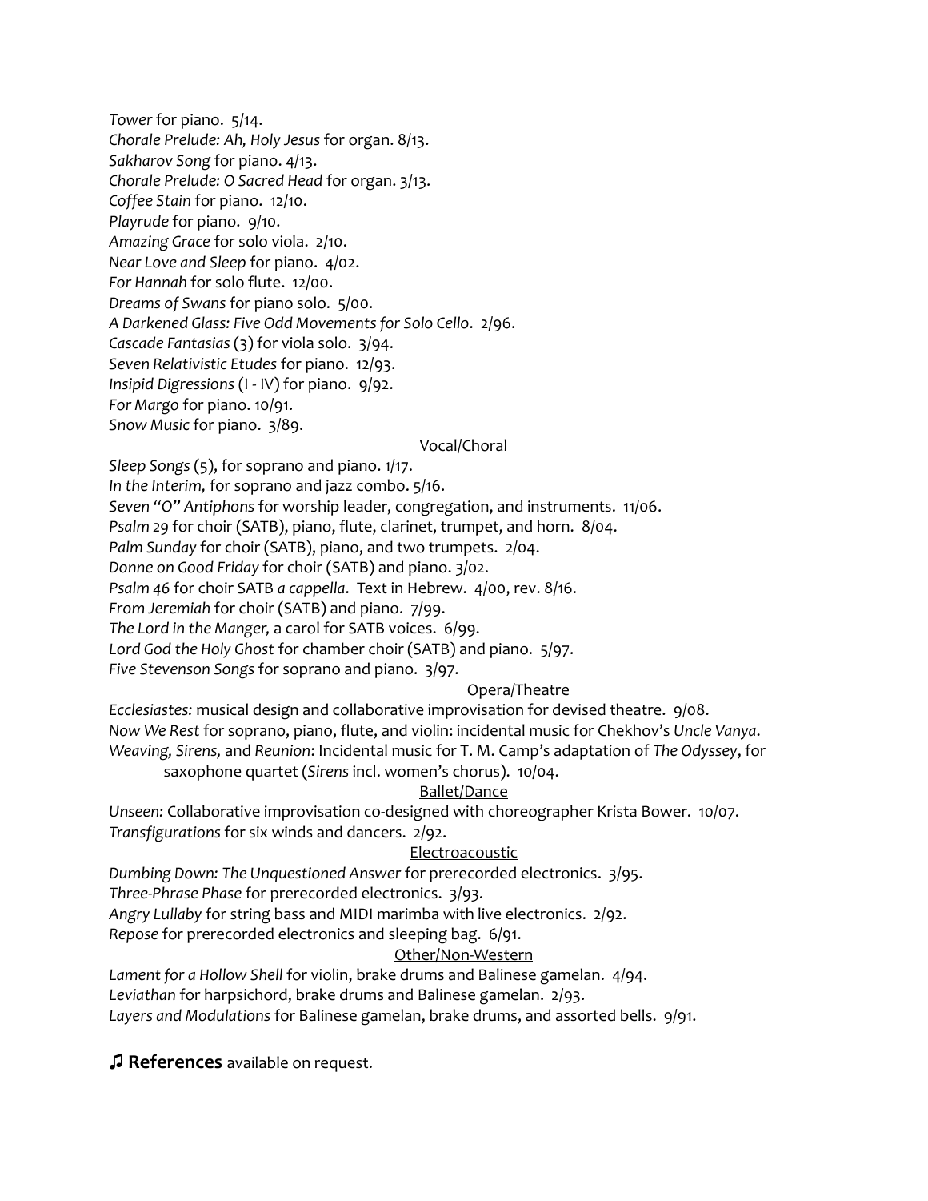*Tower* for piano. 5/14.
*Chorale Prelude: Ah, Holy Jesus* for organ. 8/13.
*Sakharov Song* for piano. 4/13.
*Chorale Prelude: O Sacred Head* for organ. 3/13.
*Coffee Stain* for piano. 12/10.
*Playrude* for piano. 9/10.
*Amazing Grace* for solo viola. 2/10.
*Near Love and Sleep* for piano. 4/02.
*For Hannah* for solo flute. 12/00.
*Dreams of Swans* for piano solo. 5/00.
*A Darkened Glass: Five Odd Movements for Solo Cello*. 2/96.
*Cascade Fantasias* (3) for viola solo. 3/94.
*Seven Relativistic Etudes* for piano. 12/93.
*Insipid Digressions* (I - IV) for piano. 9/92.
*For Margo* for piano. 10/91.
*Snow Music* for piano. 3/89.

Vocal/Choral

*Sleep Songs* (5), for soprano and piano. 1/17.
*In the Interim,* for soprano and jazz combo. 5/16.
*Seven "O" Antiphons* for worship leader, congregation, and instruments. 11/06.
*Psalm 29* for choir (SATB), piano, flute, clarinet, trumpet, and horn. 8/04.
*Palm Sunday* for choir (SATB), piano, and two trumpets. 2/04.
*Donne on Good Friday* for choir (SATB) and piano. 3/02.
*Psalm 46* for choir SATB *a cappella*. Text in Hebrew. 4/00, rev. 8/16.
*From Jeremiah* for choir (SATB) and piano. 7/99.
*The Lord in the Manger,* a carol for SATB voices. 6/99.
*Lord God the Holy Ghost* for chamber choir (SATB) and piano. 5/97.
*Five Stevenson Songs* for soprano and piano. 3/97.

Opera/Theatre

*Ecclesiastes:* musical design and collaborative improvisation for devised theatre. 9/08.
*Now We Rest* for soprano, piano, flute, and violin: incidental music for Chekhov's *Uncle Vanya*.
*Weaving, Sirens,* and *Reunion*: Incidental music for T. M. Camp's adaptation of *The Odyssey*, for saxophone quartet (*Sirens* incl. women's chorus). 10/04.

Ballet/Dance

*Unseen:* Collaborative improvisation co-designed with choreographer Krista Bower. 10/07.
*Transfigurations* for six winds and dancers. 2/92.

Electroacoustic

*Dumbing Down: The Unquestioned Answer* for prerecorded electronics. 3/95.
*Three-Phrase Phase* for prerecorded electronics. 3/93.
*Angry Lullaby* for string bass and MIDI marimba with live electronics. 2/92.
*Repose* for prerecorded electronics and sleeping bag. 6/91.

Other/Non-Western

*Lament for a Hollow Shell* for violin, brake drums and Balinese gamelan. 4/94.
*Leviathan* for harpsichord, brake drums and Balinese gamelan. 2/93.
*Layers and Modulations* for Balinese gamelan, brake drums, and assorted bells. 9/91.

♫ **References** available on request.